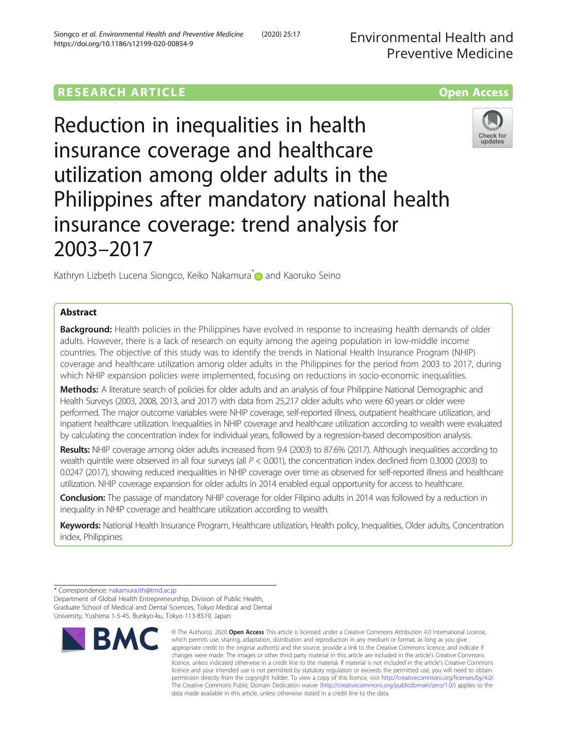RESEARCH ARTICLE

Open Access

# Reduction in inequalities in health insurance coverage and healthcare utilization among older adults in the Philippines after mandatory national health insurance coverage: trend analysis for 2003–2017

Kathryn Lizbeth Lucena Siongco, Keiko Nakamura* and Kaoruko Seino

## Abstract

**Background:** Health policies in the Philippines have evolved in response to increasing health demands of older adults. However, there is a lack of research on equity among the ageing population in low-middle income countries. The objective of this study was to identify the trends in National Health Insurance Program (NHIP) coverage and healthcare utilization among older adults in the Philippines for the period from 2003 to 2017, during which NHIP expansion policies were implemented, focusing on reductions in socio-economic inequalities.

**Methods:** A literature search of policies for older adults and an analysis of four Philippine National Demographic and Health Surveys (2003, 2008, 2013, and 2017) with data from 25,217 older adults who were 60 years or older were performed. The major outcome variables were NHIP coverage, self-reported illness, outpatient healthcare utilization, and inpatient healthcare utilization. Inequalities in NHIP coverage and healthcare utilization according to wealth were evaluated by calculating the concentration index for individual years, followed by a regression-based decomposition analysis.

**Results:** NHIP coverage among older adults increased from 9.4 (2003) to 87.6% (2017). Although inequalities according to wealth quintile were observed in all four surveys (all $P < 0.001$), the concentration index declined from 0.3000 (2003) to 0.0247 (2017), showing reduced inequalities in NHIP coverage over time as observed for self-reported illness and healthcare utilization. NHIP coverage expansion for older adults in 2014 enabled equal opportunity for access to healthcare.

**Conclusion:** The passage of mandatory NHIP coverage for older Filipino adults in 2014 was followed by a reduction in inequality in NHIP coverage and healthcare utilization according to wealth.

**Keywords:** National Health Insurance Program, Healthcare utilization, Health policy, Inequalities, Older adults, Concentration index, Philippines

---

* Correspondence: nakamura.ith@tmd.ac.jp
Department of Global Health Entrepreneurship, Division of Public Health, Graduate School of Medical and Dental Sciences, Tokyo Medical and Dental University, Yushima 1-5-45, Bunkyo-ku, Tokyo 113-8519, Japan

© The Author(s). 2020 **Open Access** This article is licensed under a Creative Commons Attribution 4.0 International License, which permits use, sharing, adaptation, distribution and reproduction in any medium or format, as long as you give appropriate credit to the original author(s) and the source, provide a link to the Creative Commons licence, and indicate if changes were made. The images or other third party material in this article are included in the article's Creative Commons licence, unless indicated otherwise in a credit line to the material. If material is not included in the article's Creative Commons licence and your intended use is not permitted by statutory regulation or exceeds the permitted use, you will need to obtain permission directly from the copyright holder. To view a copy of this licence, visit http://creativecommons.org/licenses/by/4.0/. The Creative Commons Public Domain Dedication waiver (http://creativecommons.org/publicdomain/zero/1.0/) applies to the data made available in this article, unless otherwise stated in a credit line to the data.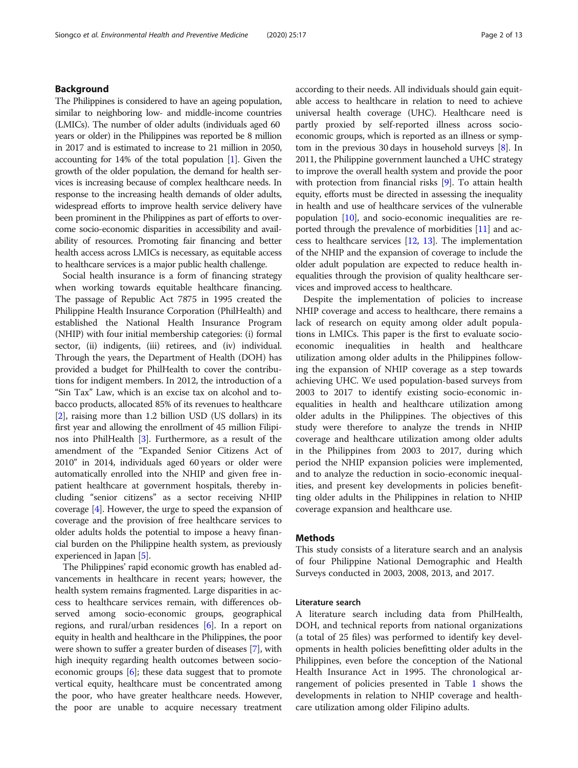## Background

The Philippines is considered to have an ageing population, similar to neighboring low- and middle-income countries (LMICs). The number of older adults (individuals aged 60 years or older) in the Philippines was reported be 8 million in 2017 and is estimated to increase to 21 million in 2050, accounting for 14% of the total population [1]. Given the growth of the older population, the demand for health services is increasing because of complex healthcare needs. In response to the increasing health demands of older adults, widespread efforts to improve health service delivery have been prominent in the Philippines as part of efforts to overcome socio-economic disparities in accessibility and availability of resources. Promoting fair financing and better health access across LMICs is necessary, as equitable access to healthcare services is a major public health challenge.

Social health insurance is a form of financing strategy when working towards equitable healthcare financing. The passage of Republic Act 7875 in 1995 created the Philippine Health Insurance Corporation (PhilHealth) and established the National Health Insurance Program (NHIP) with four initial membership categories: (i) formal sector, (ii) indigents, (iii) retirees, and (iv) individual. Through the years, the Department of Health (DOH) has provided a budget for PhilHealth to cover the contributions for indigent members. In 2012, the introduction of a "Sin Tax" Law, which is an excise tax on alcohol and tobacco products, allocated 85% of its revenues to healthcare [2], raising more than 1.2 billion USD (US dollars) in its first year and allowing the enrollment of 45 million Filipinos into PhilHealth [3]. Furthermore, as a result of the amendment of the "Expanded Senior Citizens Act of 2010" in 2014, individuals aged 60 years or older were automatically enrolled into the NHIP and given free inpatient healthcare at government hospitals, thereby including "senior citizens" as a sector receiving NHIP coverage [4]. However, the urge to speed the expansion of coverage and the provision of free healthcare services to older adults holds the potential to impose a heavy financial burden on the Philippine health system, as previously experienced in Japan [5].

The Philippines' rapid economic growth has enabled advancements in healthcare in recent years; however, the health system remains fragmented. Large disparities in access to healthcare services remain, with differences observed among socio-economic groups, geographical regions, and rural/urban residences [6]. In a report on equity in health and healthcare in the Philippines, the poor were shown to suffer a greater burden of diseases [7], with high inequity regarding health outcomes between socio-economic groups [6]; these data suggest that to promote vertical equity, healthcare must be concentrated among the poor, who have greater healthcare needs. However, the poor are unable to acquire necessary treatment according to their needs. All individuals should gain equitable access to healthcare in relation to need to achieve universal health coverage (UHC). Healthcare need is partly proxied by self-reported illness across socio-economic groups, which is reported as an illness or symptom in the previous 30 days in household surveys [8]. In 2011, the Philippine government launched a UHC strategy to improve the overall health system and provide the poor with protection from financial risks [9]. To attain health equity, efforts must be directed in assessing the inequality in health and use of healthcare services of the vulnerable population [10], and socio-economic inequalities are reported through the prevalence of morbidities [11] and access to healthcare services [12, 13]. The implementation of the NHIP and the expansion of coverage to include the older adult population are expected to reduce health inequalities through the provision of quality healthcare services and improved access to healthcare.

Despite the implementation of policies to increase NHIP coverage and access to healthcare, there remains a lack of research on equity among older adult populations in LMICs. This paper is the first to evaluate socio-economic inequalities in health and healthcare utilization among older adults in the Philippines following the expansion of NHIP coverage as a step towards achieving UHC. We used population-based surveys from 2003 to 2017 to identify existing socio-economic inequalities in health and healthcare utilization among older adults in the Philippines. The objectives of this study were therefore to analyze the trends in NHIP coverage and healthcare utilization among older adults in the Philippines from 2003 to 2017, during which period the NHIP expansion policies were implemented, and to analyze the reduction in socio-economic inequalities, and present key developments in policies benefitting older adults in the Philippines in relation to NHIP coverage expansion and healthcare use.

## Methods

This study consists of a literature search and an analysis of four Philippine National Demographic and Health Surveys conducted in 2003, 2008, 2013, and 2017.

### Literature search

A literature search including data from PhilHealth, DOH, and technical reports from national organizations (a total of 25 files) was performed to identify key developments in health policies benefitting older adults in the Philippines, even before the conception of the National Health Insurance Act in 1995. The chronological arrangement of policies presented in Table 1 shows the developments in relation to NHIP coverage and healthcare utilization among older Filipino adults.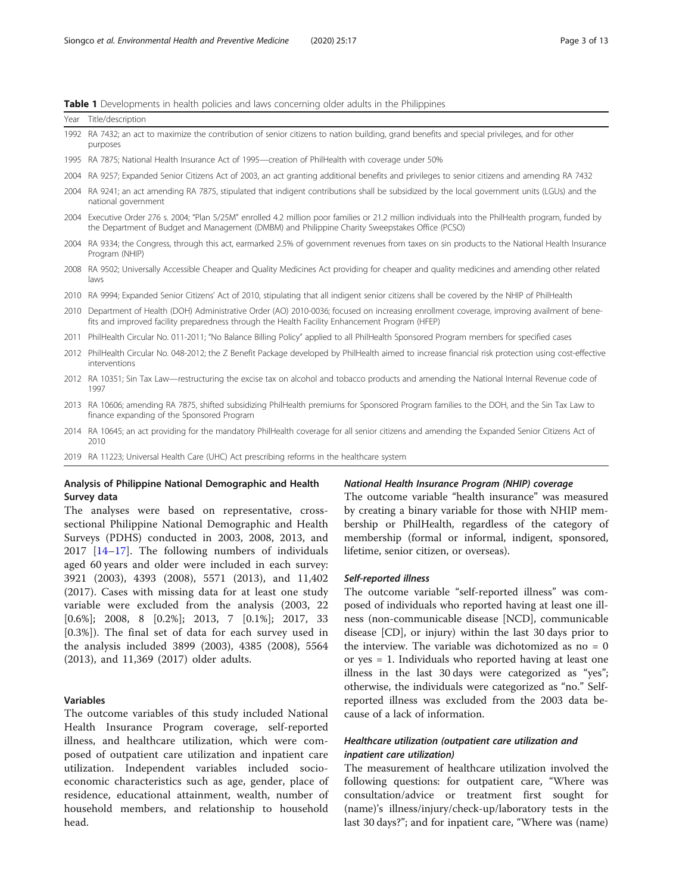**Table 1** Developments in health policies and laws concerning older adults in the Philippines

| Year | Title/description |
|---|---|
| 1992 | RA 7432; an act to maximize the contribution of senior citizens to nation building, grand benefits and special privileges, and for other purposes |
| 1995 | RA 7875; National Health Insurance Act of 1995—creation of PhilHealth with coverage under 50% |
| 2004 | RA 9257; Expanded Senior Citizens Act of 2003, an act granting additional benefits and privileges to senior citizens and amending RA 7432 |
| 2004 | RA 9241; an act amending RA 7875, stipulated that indigent contributions shall be subsidized by the local government units (LGUs) and the national government |
| 2004 | Executive Order 276 s. 2004; "Plan 5/25M" enrolled 4.2 million poor families or 21.2 million individuals into the PhilHealth program, funded by the Department of Budget and Management (DMBM) and Philippine Charity Sweepstakes Office (PCSO) |
| 2004 | RA 9334; the Congress, through this act, earmarked 2.5% of government revenues from taxes on sin products to the National Health Insurance Program (NHIP) |
| 2008 | RA 9502; Universally Accessible Cheaper and Quality Medicines Act providing for cheaper and quality medicines and amending other related laws |
| 2010 | RA 9994; Expanded Senior Citizens' Act of 2010, stipulating that all indigent senior citizens shall be covered by the NHIP of PhilHealth |
| 2010 | Department of Health (DOH) Administrative Order (AO) 2010-0036; focused on increasing enrollment coverage, improving availment of benefits and improved facility preparedness through the Health Facility Enhancement Program (HFEP) |
| 2011 | PhilHealth Circular No. 011-2011; "No Balance Billing Policy" applied to all PhilHealth Sponsored Program members for specified cases |
| 2012 | PhilHealth Circular No. 048-2012; the Z Benefit Package developed by PhilHealth aimed to increase financial risk protection using cost-effective interventions |
| 2012 | RA 10351; Sin Tax Law—restructuring the excise tax on alcohol and tobacco products and amending the National Internal Revenue code of 1997 |
| 2013 | RA 10606; amending RA 7875, shifted subsidizing PhilHealth premiums for Sponsored Program families to the DOH, and the Sin Tax Law to finance expanding of the Sponsored Program |
| 2014 | RA 10645; an act providing for the mandatory PhilHealth coverage for all senior citizens and amending the Expanded Senior Citizens Act of 2010 |
| 2019 | RA 11223; Universal Health Care (UHC) Act prescribing reforms in the healthcare system |

## Analysis of Philippine National Demographic and Health Survey data

The analyses were based on representative, cross-sectional Philippine National Demographic and Health Surveys (PDHS) conducted in 2003, 2008, 2013, and 2017 [14–17]. The following numbers of individuals aged 60 years and older were included in each survey: 3921 (2003), 4393 (2008), 5571 (2013), and 11,402 (2017). Cases with missing data for at least one study variable were excluded from the analysis (2003, 22 [0.6%]; 2008, 8 [0.2%]; 2013, 7 [0.1%]; 2017, 33 [0.3%]). The final set of data for each survey used in the analysis included 3899 (2003), 4385 (2008), 5564 (2013), and 11,369 (2017) older adults.

## Variables

The outcome variables of this study included National Health Insurance Program coverage, self-reported illness, and healthcare utilization, which were composed of outpatient care utilization and inpatient care utilization. Independent variables included socio-economic characteristics such as age, gender, place of residence, educational attainment, wealth, number of household members, and relationship to household head.

### National Health Insurance Program (NHIP) coverage

The outcome variable "health insurance" was measured by creating a binary variable for those with NHIP membership or PhilHealth, regardless of the category of membership (formal or informal, indigent, sponsored, lifetime, senior citizen, or overseas).

### Self-reported illness

The outcome variable "self-reported illness" was composed of individuals who reported having at least one illness (non-communicable disease [NCD], communicable disease [CD], or injury) within the last 30 days prior to the interview. The variable was dichotomized as no = 0 or yes = 1. Individuals who reported having at least one illness in the last 30 days were categorized as "yes"; otherwise, the individuals were categorized as "no." Self-reported illness was excluded from the 2003 data because of a lack of information.

### Healthcare utilization (outpatient care utilization and inpatient care utilization)

The measurement of healthcare utilization involved the following questions: for outpatient care, "Where was consultation/advice or treatment first sought for (name)'s illness/injury/check-up/laboratory tests in the last 30 days?"; and for inpatient care, "Where was (name)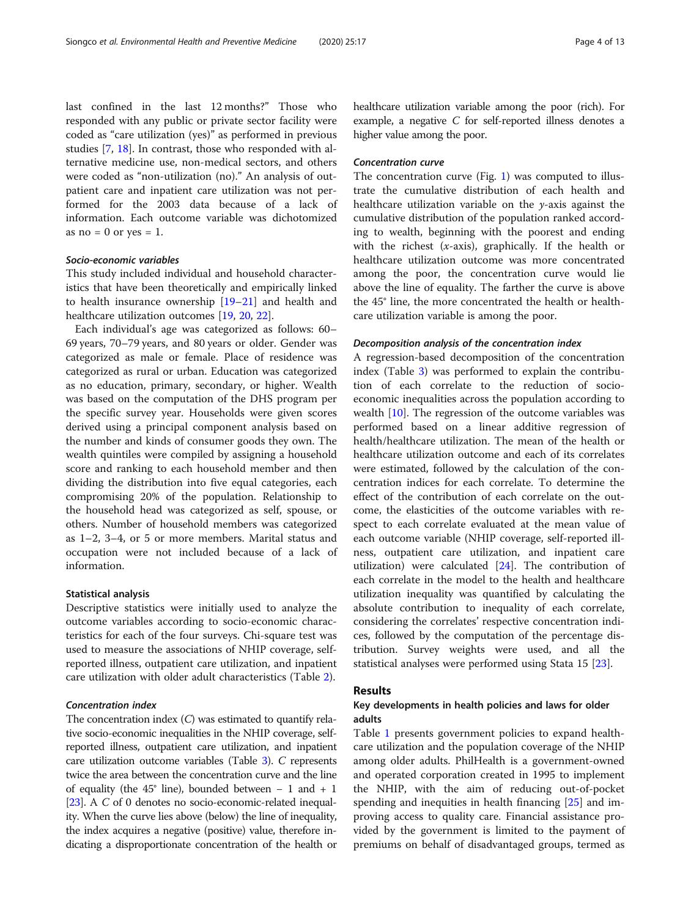last confined in the last 12 months?" Those who responded with any public or private sector facility were coded as "care utilization (yes)" as performed in previous studies [7, 18]. In contrast, those who responded with alternative medicine use, non-medical sectors, and others were coded as "non-utilization (no)." An analysis of outpatient care and inpatient care utilization was not performed for the 2003 data because of a lack of information. Each outcome variable was dichotomized as no = 0 or yes = 1.

#### *Socio-economic variables*

This study included individual and household characteristics that have been theoretically and empirically linked to health insurance ownership [19–21] and health and healthcare utilization outcomes [19, 20, 22].

Each individual's age was categorized as follows: 60–69 years, 70–79 years, and 80 years or older. Gender was categorized as male or female. Place of residence was categorized as rural or urban. Education was categorized as no education, primary, secondary, or higher. Wealth was based on the computation of the DHS program per the specific survey year. Households were given scores derived using a principal component analysis based on the number and kinds of consumer goods they own. The wealth quintiles were compiled by assigning a household score and ranking to each household member and then dividing the distribution into five equal categories, each compromising 20% of the population. Relationship to the household head was categorized as self, spouse, or others. Number of household members was categorized as 1–2, 3–4, or 5 or more members. Marital status and occupation were not included because of a lack of information.

### Statistical analysis

Descriptive statistics were initially used to analyze the outcome variables according to socio-economic characteristics for each of the four surveys. Chi-square test was used to measure the associations of NHIP coverage, self-reported illness, outpatient care utilization, and inpatient care utilization with older adult characteristics (Table 2).

#### *Concentration index*

The concentration index ($C$) was estimated to quantify relative socio-economic inequalities in the NHIP coverage, self-reported illness, outpatient care utilization, and inpatient care utilization outcome variables (Table 3). $C$ represents twice the area between the concentration curve and the line of equality (the 45° line), bounded between − 1 and + 1 [23]. A $C$ of 0 denotes no socio-economic-related inequality. When the curve lies above (below) the line of inequality, the index acquires a negative (positive) value, therefore indicating a disproportionate concentration of the health or healthcare utilization variable among the poor (rich). For example, a negative $C$ for self-reported illness denotes a higher value among the poor.

#### *Concentration curve*

The concentration curve (Fig. 1) was computed to illustrate the cumulative distribution of each health and healthcare utilization variable on the $y$-axis against the cumulative distribution of the population ranked according to wealth, beginning with the poorest and ending with the richest ($x$-axis), graphically. If the health or healthcare utilization outcome was more concentrated among the poor, the concentration curve would lie above the line of equality. The farther the curve is above the 45° line, the more concentrated the health or healthcare utilization variable is among the poor.

#### *Decomposition analysis of the concentration index*

A regression-based decomposition of the concentration index (Table 3) was performed to explain the contribution of each correlate to the reduction of socio-economic inequalities across the population according to wealth [10]. The regression of the outcome variables was performed based on a linear additive regression of health/healthcare utilization. The mean of the health or healthcare utilization outcome and each of its correlates were estimated, followed by the calculation of the concentration indices for each correlate. To determine the effect of the contribution of each correlate on the outcome, the elasticities of the outcome variables with respect to each correlate evaluated at the mean value of each outcome variable (NHIP coverage, self-reported illness, outpatient care utilization, and inpatient care utilization) were calculated [24]. The contribution of each correlate in the model to the health and healthcare utilization inequality was quantified by calculating the absolute contribution to inequality of each correlate, considering the correlates' respective concentration indices, followed by the computation of the percentage distribution. Survey weights were used, and all the statistical analyses were performed using Stata 15 [23].

## Results

### Key developments in health policies and laws for older adults

Table 1 presents government policies to expand healthcare utilization and the population coverage of the NHIP among older adults. PhilHealth is a government-owned and operated corporation created in 1995 to implement the NHIP, with the aim of reducing out-of-pocket spending and inequities in health financing [25] and improving access to quality care. Financial assistance provided by the government is limited to the payment of premiums on behalf of disadvantaged groups, termed as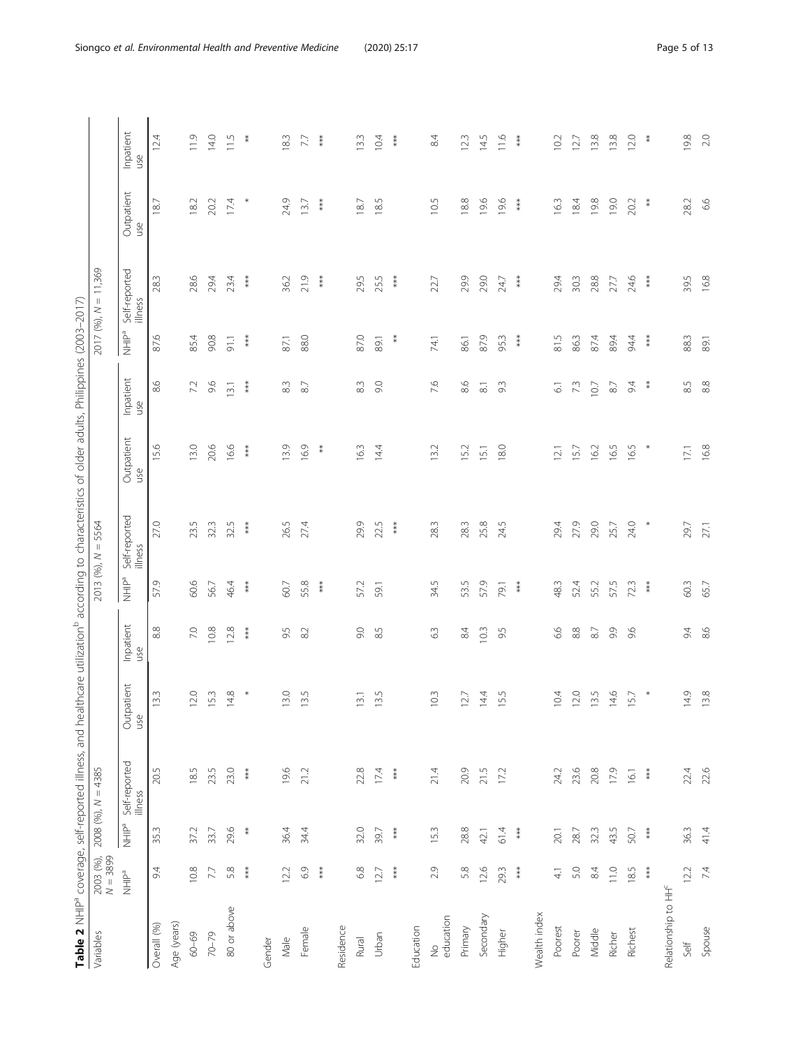**Table 2** NHIP[a] coverage, self-reported illness, and healthcare utilization[b] according to characteristics of older adults, Philippines (2003–2017)

| Variables | 2003 (%), N = 3899 | 2008 (%), N = 4385 | | | | 2013 (%), N = 5564 | | | | 2017 (%), N = 11,369 | | | |
|---|---|---|---|---|---|---|---|---|---|---|---|---|---|
| | NHIP[a] | NHIP[a] | Self-reported illness | Outpatient use | Inpatient use | NHIP[a] | Self-reported illness | Outpatient use | Inpatient use | NHIP[a] | Self-reported illness | Outpatient use | Inpatient use |
| Overall (%) | 9.4 | 35.3 | 20.5 | 13.3 | 8.8 | 57.9 | 27.0 | 15.6 | 8.6 | 87.6 | 28.3 | 18.7 | 12.4 |
| Age (years) | | | | | | | | | | | | | |
| 60–69 | 10.8 | 37.2 | 18.5 | 12.0 | 7.0 | 60.6 | 23.5 | 13.0 | 7.2 | 85.4 | 28.6 | 18.2 | 11.9 |
| 70–79 | 7.7 | 33.7 | 23.5 | 15.3 | 10.8 | 56.7 | 32.3 | 20.6 | 9.6 | 90.8 | 29.4 | 20.2 | 14.0 |
| 80 or above | 5.8 | 29.6 | 23.0 | 14.8 | 12.8 | 46.4 | 32.5 | 16.6 | 13.1 | 91.1 | 23.4 | 17.4 | 11.5 |
| | *** | ** | *** | * | *** | *** | *** | *** | *** | *** | *** | * | ** |
| Gender | | | | | | | | | | | | | |
| Male | 12.2 | 36.4 | 19.6 | 13.0 | 9.5 | 60.7 | 26.5 | 13.9 | 8.3 | 87.1 | 36.2 | 24.9 | 18.3 |
| Female | 6.9 | 34.4 | 21.2 | 13.5 | 8.2 | 55.8 | 27.4 | 16.9 | 8.7 | 88.0 | 21.9 | 13.7 | 7.7 |
| | *** | | | | | *** | | ** | | | *** | *** | *** |
| Residence | | | | | | | | | | | | | |
| Rural | 6.8 | 32.0 | 22.8 | 13.1 | 9.0 | 57.2 | 29.9 | 16.3 | 8.3 | 87.0 | 29.5 | 18.7 | 13.3 |
| Urban | 12.7 | 39.7 | 17.4 | 13.5 | 8.5 | 59.1 | 22.5 | 14.4 | 9.0 | 89.1 | 25.5 | 18.5 | 10.4 |
| | *** | *** | *** | | | | *** | | | ** | *** | | *** |
| Education | | | | | | | | | | | | | |
| No education | 2.9 | 15.3 | 21.4 | 10.3 | 6.3 | 34.5 | 28.3 | 13.2 | 7.6 | 74.1 | 22.7 | 10.5 | 8.4 |
| Primary | 5.8 | 28.8 | 20.9 | 12.7 | 8.4 | 53.5 | 28.3 | 15.2 | 8.6 | 86.1 | 29.9 | 18.8 | 12.3 |
| Secondary | 12.6 | 42.1 | 21.5 | 14.4 | 10.3 | 57.9 | 25.8 | 15.1 | 8.1 | 87.9 | 29.0 | 19.6 | 14.5 |
| Higher | 29.3 | 61.4 | 17.2 | 15.5 | 9.5 | 79.1 | 24.5 | 18.0 | 9.3 | 95.3 | 24.7 | 19.6 | 11.6 |
| | *** | *** | | | | *** | | | | *** | *** | *** | *** |
| Wealth index | | | | | | | | | | | | | |
| Poorest | 4.1 | 20.1 | 24.2 | 10.4 | 6.6 | 48.3 | 29.4 | 12.1 | 6.1 | 81.5 | 29.4 | 16.3 | 10.2 |
| Poorer | 5.0 | 28.7 | 23.6 | 12.0 | 8.8 | 52.4 | 27.9 | 15.7 | 7.3 | 86.3 | 30.3 | 18.4 | 12.7 |
| Middle | 8.4 | 32.3 | 20.8 | 13.5 | 8.7 | 55.2 | 29.0 | 16.2 | 10.7 | 87.4 | 28.8 | 19.8 | 13.8 |
| Richer | 11.0 | 43.5 | 17.9 | 14.6 | 9.9 | 57.5 | 25.7 | 16.5 | 8.7 | 89.4 | 27.7 | 19.0 | 13.8 |
| Richest | 18.5 | 50.7 | 16.1 | 15.7 | 9.6 | 72.3 | 24.0 | 16.5 | 9.4 | 94.4 | 24.6 | 20.2 | 12.0 |
| | *** | *** | *** | * | | *** | * | * | ** | *** | *** | ** | ** |
| Relationship to HH[c] | | | | | | | | | | | | | |
| Self | 12.2 | 36.3 | 22.4 | 14.9 | 9.4 | 60.3 | 29.7 | 17.1 | 8.5 | 88.3 | 39.5 | 28.2 | 19.8 |
| Spouse | 7.4 | 41.4 | 22.6 | 13.8 | 8.6 | 65.7 | 27.1 | 16.8 | 8.8 | 89.1 | 16.8 | 6.6 | 2.0 |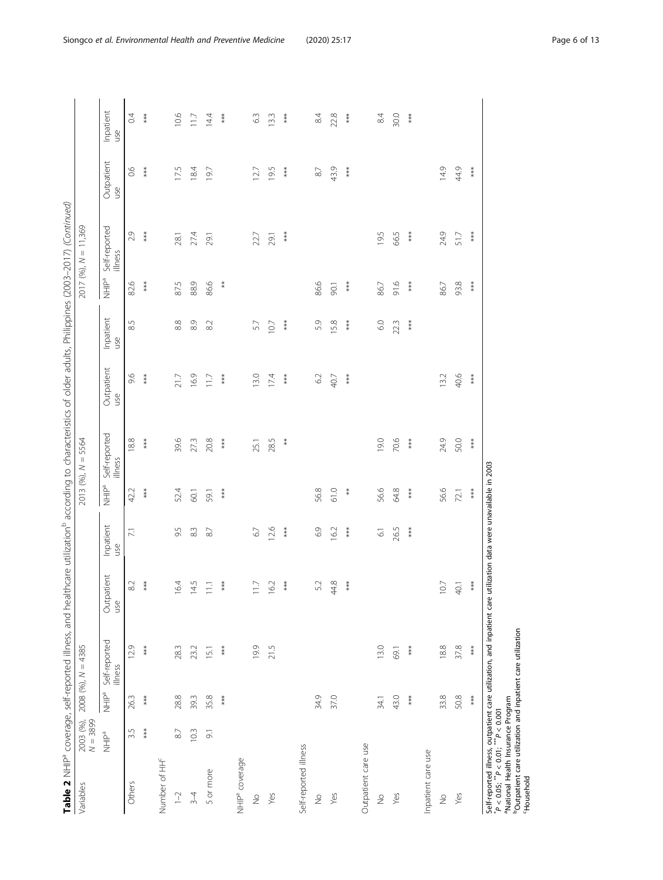**Table 2** NHIP[a] coverage, self-reported illness, and healthcare utilization[b] according to characteristics of older adults, Philippines (2003–2017) *(Continued)*

| Variables | 2003 (%), $N = 3899$ | 2008 (%), $N = 4385$ | | | | 2013 (%), $N = 5564$ | | | | 2017 (%), $N = 11,369$ | | | |
|---|---|---|---|---|---|---|---|---|---|---|---|---|---|
| | NHIP[a] | NHIP[a] | Self-reported illness | Outpatient use | Inpatient use | NHIP[a] | Self-reported illness | Outpatient use | Inpatient use | NHIP[a] | Self-reported illness | Outpatient use | Inpatient use |
| Others | 3.5 | 26.3 | 12.9 | 8.2 | 7.1 | 42.2 | 18.8 | 9.6 | 8.5 | 82.6 | 2.9 | 0.6 | 0.4 |
| | *** | *** | *** | *** | | *** | *** | *** | | *** | *** | *** | *** |
| Number of HH[c] | | | | | | | | | | | | | |
| 1–2 | 8.7 | 28.8 | 28.3 | 16.4 | 9.5 | 52.4 | 39.6 | 21.7 | 8.8 | 87.5 | 28.1 | 17.5 | 10.6 |
| 3–4 | 10.3 | 39.3 | 23.2 | 14.5 | 8.3 | 60.1 | 27.3 | 16.9 | 8.9 | 88.9 | 27.4 | 18.4 | 11.7 |
| 5 or more | 9.1 | 35.8 | 15.1 | 11.1 | 8.7 | 59.1 | 20.8 | 11.7 | 8.2 | 86.6 | 29.1 | 19.7 | 14.4 |
| | | *** | *** | *** | | *** | *** | *** | | ** | | | *** |
| NHIP[a] coverage | | | | | | | | | | | | | |
| No | | | 19.9 | 11.7 | 6.7 | | 25.1 | 13.0 | 5.7 | | 22.7 | 12.7 | 6.3 |
| Yes | | | 21.5 | 16.2 | 12.6 | | 28.5 | 17.4 | 10.7 | | 29.1 | 19.5 | 13.3 |
| | | | | *** | *** | | ** | *** | *** | | *** | *** | *** |
| Self-reported illness | | | | | | | | | | | | | |
| No | | 34.9 | | 5.2 | 6.9 | 56.8 | | 6.2 | 5.9 | 86.6 | | 8.7 | 8.4 |
| Yes | | 37.0 | | 44.8 | 16.2 | 61.0 | | 40.7 | 15.8 | 90.1 | | 43.9 | 22.8 |
| | | | | *** | *** | ** | | *** | *** | *** | | *** | *** |
| Outpatient care use | | | | | | | | | | | | | |
| No | | 34.1 | 13.0 | | 6.1 | 56.6 | 19.0 | | 6.0 | 86.7 | 19.5 | | 8.4 |
| Yes | | 43.0 | 69.1 | | 26.5 | 64.8 | 70.6 | | 22.3 | 91.6 | 66.5 | | 30.0 |
| | | *** | *** | | *** | *** | *** | | *** | *** | *** | | *** |
| Inpatient care use | | | | | | | | | | | | | |
| No | | 33.8 | 18.8 | 10.7 | | 56.6 | 24.9 | 13.2 | | 86.7 | 24.9 | 14.9 | |
| Yes | | 50.8 | 37.8 | 40.1 | | 72.1 | 50.0 | 40.6 | | 93.8 | 51.7 | 44.9 | |
| | | *** | *** | *** | | *** | *** | *** | | *** | *** | *** | |

Self-reported illness, outpatient care utilization, and inpatient care utilization data were unavailable in 2003

*$P < 0.05$; **$P < 0.01$; ***$P < 0.001$

[a]National Health Insurance Program

[b]Outpatient care utilization and inpatient care utilization

[c]Household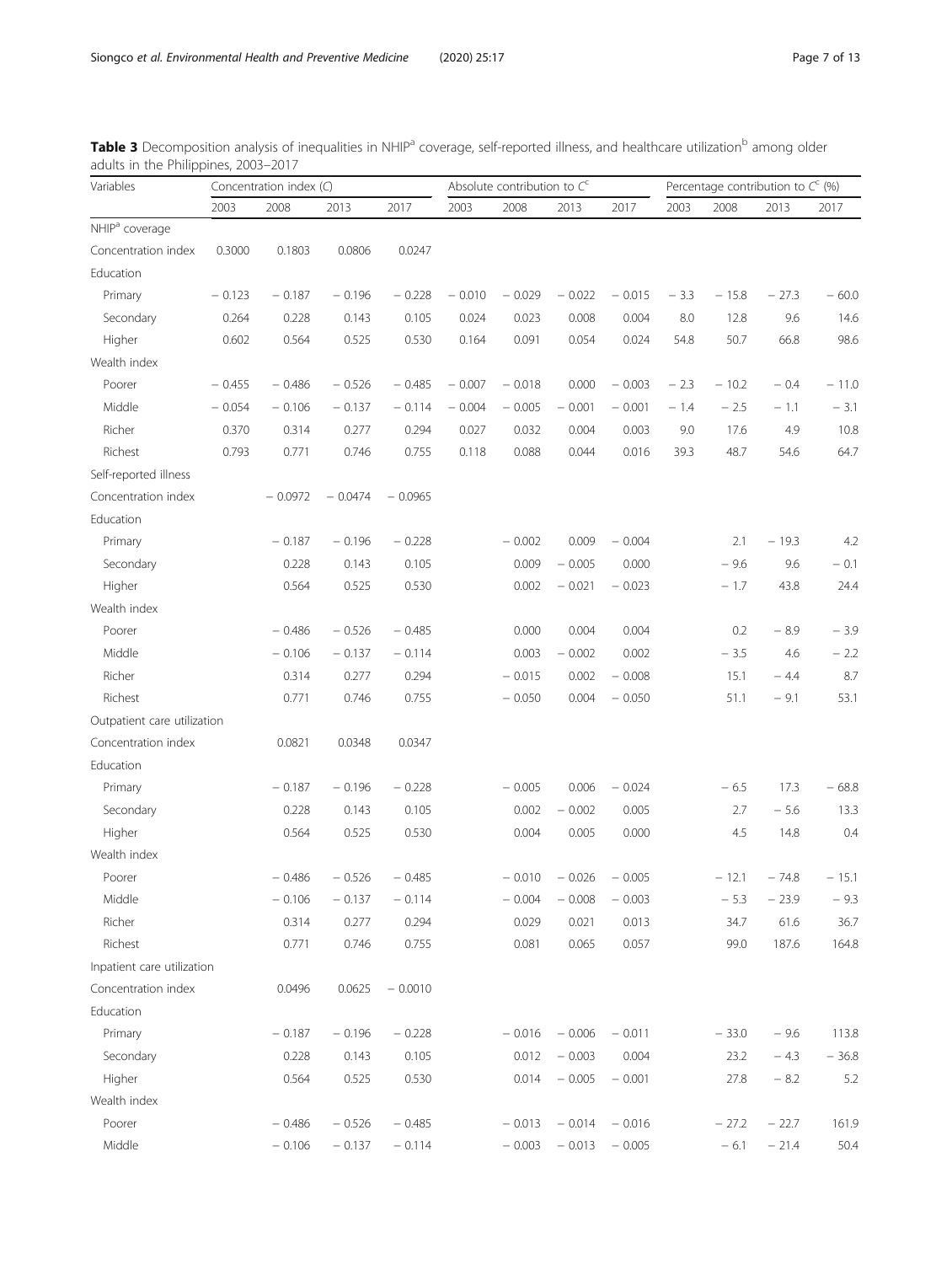**Table 3** Decomposition analysis of inequalities in NHIP[a] coverage, self-reported illness, and healthcare utilization[b] among older adults in the Philippines, 2003–2017

| Variables | Concentration index (*C*) | | | | Absolute contribution to $C^c$ | | | | Percentage contribution to $C^c$ (%) | | | |
|---|---|---|---|---|---|---|---|---|---|---|---|---|
| | 2003 | 2008 | 2013 | 2017 | 2003 | 2008 | 2013 | 2017 | 2003 | 2008 | 2013 | 2017 |
| NHIP[a] coverage | | | | | | | | | | | | |
| Concentration index | 0.3000 | 0.1803 | 0.0806 | 0.0247 | | | | | | | | |
| Education | | | | | | | | | | | | |
| Primary | − 0.123 | − 0.187 | − 0.196 | − 0.228 | − 0.010 | − 0.029 | − 0.022 | − 0.015 | − 3.3 | − 15.8 | − 27.3 | − 60.0 |
| Secondary | 0.264 | 0.228 | 0.143 | 0.105 | 0.024 | 0.023 | 0.008 | 0.004 | 8.0 | 12.8 | 9.6 | 14.6 |
| Higher | 0.602 | 0.564 | 0.525 | 0.530 | 0.164 | 0.091 | 0.054 | 0.024 | 54.8 | 50.7 | 66.8 | 98.6 |
| Wealth index | | | | | | | | | | | | |
| Poorer | − 0.455 | − 0.486 | − 0.526 | − 0.485 | − 0.007 | − 0.018 | 0.000 | − 0.003 | − 2.3 | − 10.2 | − 0.4 | − 11.0 |
| Middle | − 0.054 | − 0.106 | − 0.137 | − 0.114 | − 0.004 | − 0.005 | − 0.001 | − 0.001 | − 1.4 | − 2.5 | − 1.1 | − 3.1 |
| Richer | 0.370 | 0.314 | 0.277 | 0.294 | 0.027 | 0.032 | 0.004 | 0.003 | 9.0 | 17.6 | 4.9 | 10.8 |
| Richest | 0.793 | 0.771 | 0.746 | 0.755 | 0.118 | 0.088 | 0.044 | 0.016 | 39.3 | 48.7 | 54.6 | 64.7 |
| Self-reported illness | | | | | | | | | | | | |
| Concentration index | | − 0.0972 | − 0.0474 | − 0.0965 | | | | | | | | |
| Education | | | | | | | | | | | | |
| Primary | | − 0.187 | − 0.196 | − 0.228 | | − 0.002 | 0.009 | − 0.004 | | 2.1 | − 19.3 | 4.2 |
| Secondary | | 0.228 | 0.143 | 0.105 | | 0.009 | − 0.005 | 0.000 | | − 9.6 | 9.6 | − 0.1 |
| Higher | | 0.564 | 0.525 | 0.530 | | 0.002 | − 0.021 | − 0.023 | | − 1.7 | 43.8 | 24.4 |
| Wealth index | | | | | | | | | | | | |
| Poorer | | − 0.486 | − 0.526 | − 0.485 | | 0.000 | 0.004 | 0.004 | | 0.2 | − 8.9 | − 3.9 |
| Middle | | − 0.106 | − 0.137 | − 0.114 | | 0.003 | − 0.002 | 0.002 | | − 3.5 | 4.6 | − 2.2 |
| Richer | | 0.314 | 0.277 | 0.294 | | − 0.015 | 0.002 | − 0.008 | | 15.1 | − 4.4 | 8.7 |
| Richest | | 0.771 | 0.746 | 0.755 | | − 0.050 | 0.004 | − 0.050 | | 51.1 | − 9.1 | 53.1 |
| Outpatient care utilization | | | | | | | | | | | | |
| Concentration index | | 0.0821 | 0.0348 | 0.0347 | | | | | | | | |
| Education | | | | | | | | | | | | |
| Primary | | − 0.187 | − 0.196 | − 0.228 | | − 0.005 | 0.006 | − 0.024 | | − 6.5 | 17.3 | − 68.8 |
| Secondary | | 0.228 | 0.143 | 0.105 | | 0.002 | − 0.002 | 0.005 | | 2.7 | − 5.6 | 13.3 |
| Higher | | 0.564 | 0.525 | 0.530 | | 0.004 | 0.005 | 0.000 | | 4.5 | 14.8 | 0.4 |
| Wealth index | | | | | | | | | | | | |
| Poorer | | − 0.486 | − 0.526 | − 0.485 | | − 0.010 | − 0.026 | − 0.005 | | − 12.1 | − 74.8 | − 15.1 |
| Middle | | − 0.106 | − 0.137 | − 0.114 | | − 0.004 | − 0.008 | − 0.003 | | − 5.3 | − 23.9 | − 9.3 |
| Richer | | 0.314 | 0.277 | 0.294 | | 0.029 | 0.021 | 0.013 | | 34.7 | 61.6 | 36.7 |
| Richest | | 0.771 | 0.746 | 0.755 | | 0.081 | 0.065 | 0.057 | | 99.0 | 187.6 | 164.8 |
| Inpatient care utilization | | | | | | | | | | | | |
| Concentration index | | 0.0496 | 0.0625 | − 0.0010 | | | | | | | | |
| Education | | | | | | | | | | | | |
| Primary | | − 0.187 | − 0.196 | − 0.228 | | − 0.016 | − 0.006 | − 0.011 | | − 33.0 | − 9.6 | 113.8 |
| Secondary | | 0.228 | 0.143 | 0.105 | | 0.012 | − 0.003 | 0.004 | | 23.2 | − 4.3 | − 36.8 |
| Higher | | 0.564 | 0.525 | 0.530 | | 0.014 | − 0.005 | − 0.001 | | 27.8 | − 8.2 | 5.2 |
| Wealth index | | | | | | | | | | | | |
| Poorer | | − 0.486 | − 0.526 | − 0.485 | | − 0.013 | − 0.014 | − 0.016 | | − 27.2 | − 22.7 | 161.9 |
| Middle | | − 0.106 | − 0.137 | − 0.114 | | − 0.003 | − 0.013 | − 0.005 | | − 6.1 | − 21.4 | 50.4 |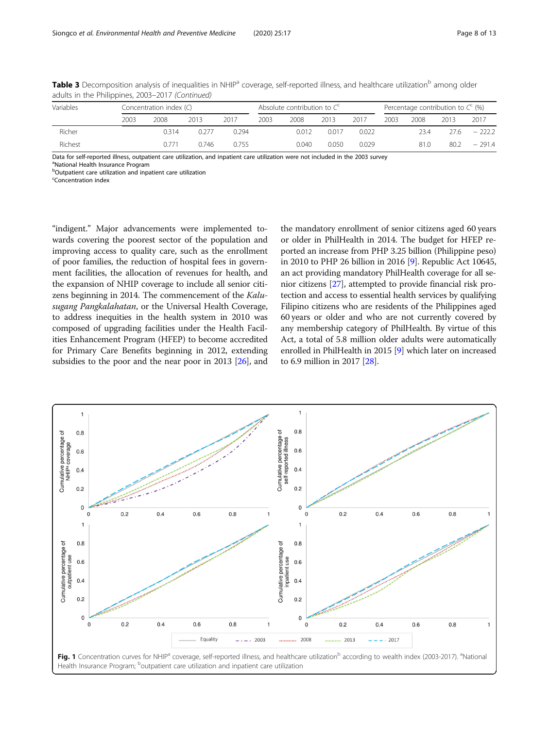**Table 3** Decomposition analysis of inequalities in NHIP[a] coverage, self-reported illness, and healthcare utilization[b] among older adults in the Philippines, 2003–2017 *(Continued)*

| Variables | Concentration index (C) | | | | Absolute contribution to C[c] | | | | Percentage contribution to C[c] (%) | | | |
|---|---|---|---|---|---|---|---|---|---|---|---|---|
| | 2003 | 2008 | 2013 | 2017 | 2003 | 2008 | 2013 | 2017 | 2003 | 2008 | 2013 | 2017 |
| Richer | | 0.314 | 0.277 | 0.294 | | 0.012 | 0.017 | 0.022 | | 23.4 | 27.6 | − 222.2 |
| Richest | | 0.771 | 0.746 | 0.755 | | 0.040 | 0.050 | 0.029 | | 81.0 | 80.2 | − 291.4 |

Data for self-reported illness, outpatient care utilization, and inpatient care utilization were not included in the 2003 survey
[a]National Health Insurance Program
[b]Outpatient care utilization and inpatient care utilization
[c]Concentration index

"indigent." Major advancements were implemented towards covering the poorest sector of the population and improving access to quality care, such as the enrollment of poor families, the reduction of hospital fees in government facilities, the allocation of revenues for health, and the expansion of NHIP coverage to include all senior citizens beginning in 2014. The commencement of the *Kalusugang Pangkalahatan*, or the Universal Health Coverage, to address inequities in the health system in 2010 was composed of upgrading facilities under the Health Facilities Enhancement Program (HFEP) to become accredited for Primary Care Benefits beginning in 2012, extending subsidies to the poor and the near poor in 2013 [26], and the mandatory enrollment of senior citizens aged 60 years or older in PhilHealth in 2014. The budget for HFEP reported an increase from PHP 3.25 billion (Philippine peso) in 2010 to PHP 26 billion in 2016 [9]. Republic Act 10645, an act providing mandatory PhilHealth coverage for all senior citizens [27], attempted to provide financial risk protection and access to essential health services by qualifying Filipino citizens who are residents of the Philippines aged 60 years or older and who are not currently covered by any membership category of PhilHealth. By virtue of this Act, a total of 5.8 million older adults were automatically enrolled in PhilHealth in 2015 [9] which later on increased to 6.9 million in 2017 [28].

**Fig. 1** Concentration curves for NHIP[a] coverage, self-reported illness, and healthcare utilization[b] according to wealth index (2003-2017). [a]National Health Insurance Program; [b]outpatient care utilization and inpatient care utilization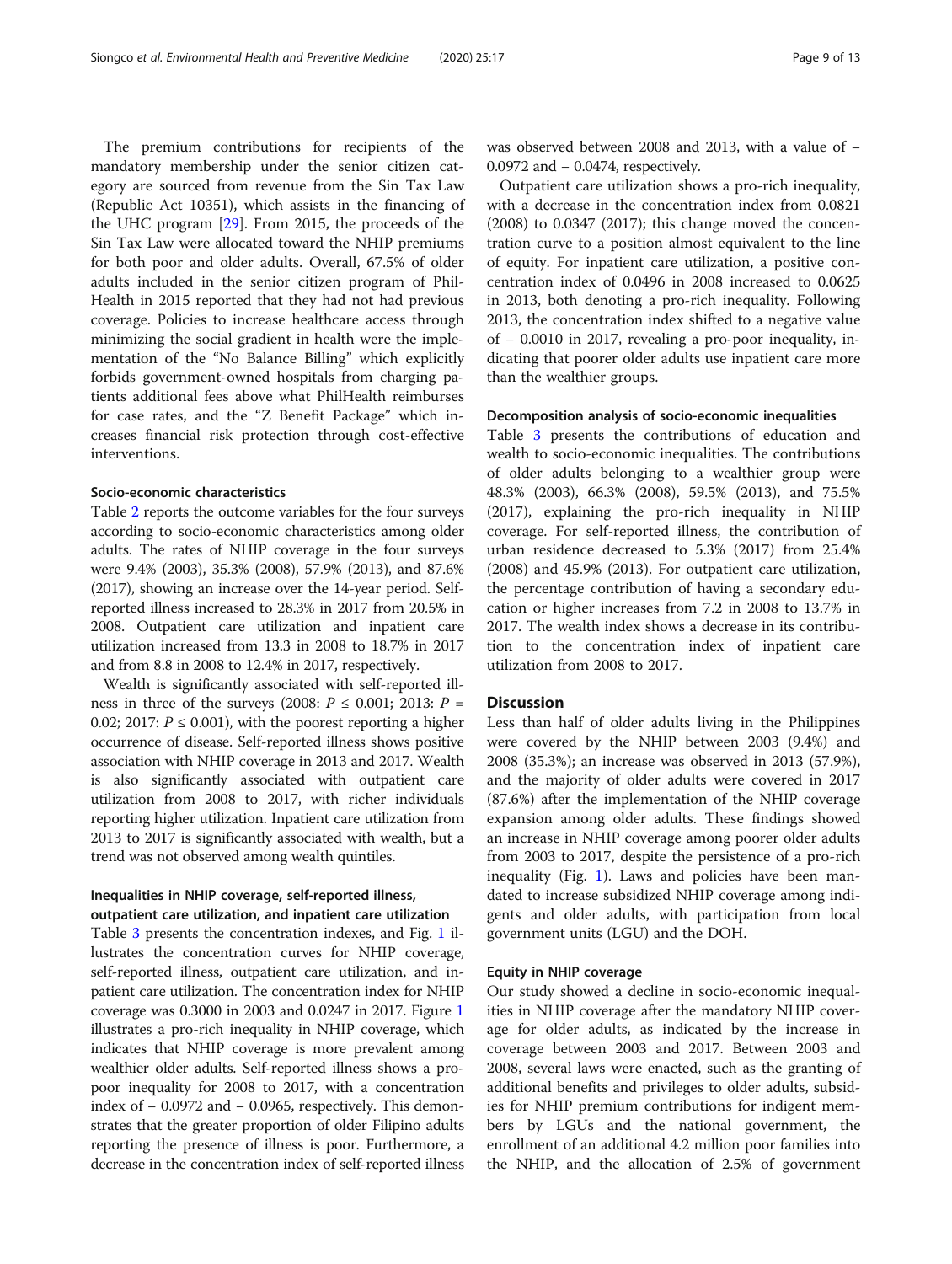The premium contributions for recipients of the mandatory membership under the senior citizen category are sourced from revenue from the Sin Tax Law (Republic Act 10351), which assists in the financing of the UHC program [29]. From 2015, the proceeds of the Sin Tax Law were allocated toward the NHIP premiums for both poor and older adults. Overall, 67.5% of older adults included in the senior citizen program of PhilHealth in 2015 reported that they had not had previous coverage. Policies to increase healthcare access through minimizing the social gradient in health were the implementation of the "No Balance Billing" which explicitly forbids government-owned hospitals from charging patients additional fees above what PhilHealth reimburses for case rates, and the "Z Benefit Package" which increases financial risk protection through cost-effective interventions.

### Socio-economic characteristics

Table 2 reports the outcome variables for the four surveys according to socio-economic characteristics among older adults. The rates of NHIP coverage in the four surveys were 9.4% (2003), 35.3% (2008), 57.9% (2013), and 87.6% (2017), showing an increase over the 14-year period. Self-reported illness increased to 28.3% in 2017 from 20.5% in 2008. Outpatient care utilization and inpatient care utilization increased from 13.3 in 2008 to 18.7% in 2017 and from 8.8 in 2008 to 12.4% in 2017, respectively.

Wealth is significantly associated with self-reported illness in three of the surveys (2008: $P \leq 0.001$; 2013: $P = 0.02$; 2017: $P \leq 0.001$), with the poorest reporting a higher occurrence of disease. Self-reported illness shows positive association with NHIP coverage in 2013 and 2017. Wealth is also significantly associated with outpatient care utilization from 2008 to 2017, with richer individuals reporting higher utilization. Inpatient care utilization from 2013 to 2017 is significantly associated with wealth, but a trend was not observed among wealth quintiles.

### Inequalities in NHIP coverage, self-reported illness, outpatient care utilization, and inpatient care utilization

Table 3 presents the concentration indexes, and Fig. 1 illustrates the concentration curves for NHIP coverage, self-reported illness, outpatient care utilization, and inpatient care utilization. The concentration index for NHIP coverage was 0.3000 in 2003 and 0.0247 in 2017. Figure 1 illustrates a pro-rich inequality in NHIP coverage, which indicates that NHIP coverage is more prevalent among wealthier older adults. Self-reported illness shows a pro-poor inequality for 2008 to 2017, with a concentration index of − 0.0972 and − 0.0965, respectively. This demonstrates that the greater proportion of older Filipino adults reporting the presence of illness is poor. Furthermore, a decrease in the concentration index of self-reported illness was observed between 2008 and 2013, with a value of − 0.0972 and − 0.0474, respectively.

Outpatient care utilization shows a pro-rich inequality, with a decrease in the concentration index from 0.0821 (2008) to 0.0347 (2017); this change moved the concentration curve to a position almost equivalent to the line of equity. For inpatient care utilization, a positive concentration index of 0.0496 in 2008 increased to 0.0625 in 2013, both denoting a pro-rich inequality. Following 2013, the concentration index shifted to a negative value of − 0.0010 in 2017, revealing a pro-poor inequality, indicating that poorer older adults use inpatient care more than the wealthier groups.

### Decomposition analysis of socio-economic inequalities

Table 3 presents the contributions of education and wealth to socio-economic inequalities. The contributions of older adults belonging to a wealthier group were 48.3% (2003), 66.3% (2008), 59.5% (2013), and 75.5% (2017), explaining the pro-rich inequality in NHIP coverage. For self-reported illness, the contribution of urban residence decreased to 5.3% (2017) from 25.4% (2008) and 45.9% (2013). For outpatient care utilization, the percentage contribution of having a secondary education or higher increases from 7.2 in 2008 to 13.7% in 2017. The wealth index shows a decrease in its contribution to the concentration index of inpatient care utilization from 2008 to 2017.

## Discussion

Less than half of older adults living in the Philippines were covered by the NHIP between 2003 (9.4%) and 2008 (35.3%); an increase was observed in 2013 (57.9%), and the majority of older adults were covered in 2017 (87.6%) after the implementation of the NHIP coverage expansion among older adults. These findings showed an increase in NHIP coverage among poorer older adults from 2003 to 2017, despite the persistence of a pro-rich inequality (Fig. 1). Laws and policies have been mandated to increase subsidized NHIP coverage among indigents and older adults, with participation from local government units (LGU) and the DOH.

### Equity in NHIP coverage

Our study showed a decline in socio-economic inequalities in NHIP coverage after the mandatory NHIP coverage for older adults, as indicated by the increase in coverage between 2003 and 2017. Between 2003 and 2008, several laws were enacted, such as the granting of additional benefits and privileges to older adults, subsidies for NHIP premium contributions for indigent members by LGUs and the national government, the enrollment of an additional 4.2 million poor families into the NHIP, and the allocation of 2.5% of government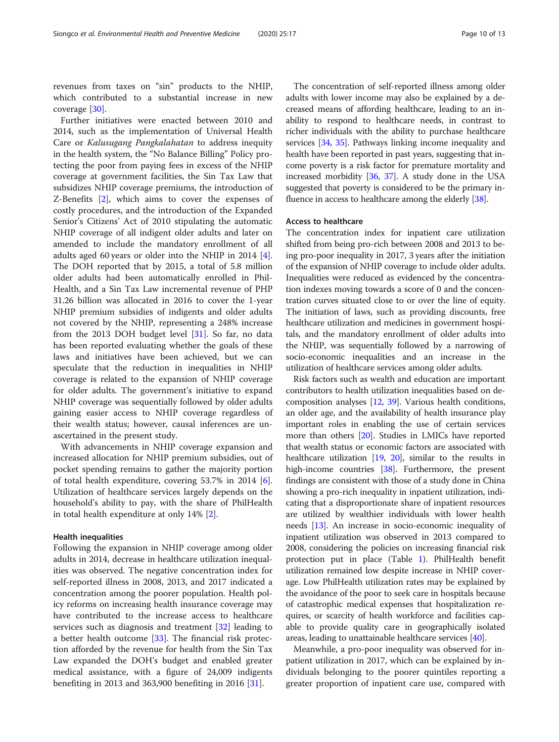revenues from taxes on "sin" products to the NHIP, which contributed to a substantial increase in new coverage [30].

Further initiatives were enacted between 2010 and 2014, such as the implementation of Universal Health Care or *Kalusugang Pangkalahatan* to address inequity in the health system, the "No Balance Billing" Policy protecting the poor from paying fees in excess of the NHIP coverage at government facilities, the Sin Tax Law that subsidizes NHIP coverage premiums, the introduction of Z-Benefits [2], which aims to cover the expenses of costly procedures, and the introduction of the Expanded Senior's Citizens' Act of 2010 stipulating the automatic NHIP coverage of all indigent older adults and later on amended to include the mandatory enrollment of all adults aged 60 years or older into the NHIP in 2014 [4]. The DOH reported that by 2015, a total of 5.8 million older adults had been automatically enrolled in PhilHealth, and a Sin Tax Law incremental revenue of PHP 31.26 billion was allocated in 2016 to cover the 1-year NHIP premium subsidies of indigents and older adults not covered by the NHIP, representing a 248% increase from the 2013 DOH budget level [31]. So far, no data has been reported evaluating whether the goals of these laws and initiatives have been achieved, but we can speculate that the reduction in inequalities in NHIP coverage is related to the expansion of NHIP coverage for older adults. The government's initiative to expand NHIP coverage was sequentially followed by older adults gaining easier access to NHIP coverage regardless of their wealth status; however, causal inferences are unascertained in the present study.

With advancements in NHIP coverage expansion and increased allocation for NHIP premium subsidies, out of pocket spending remains to gather the majority portion of total health expenditure, covering 53.7% in 2014 [6]. Utilization of healthcare services largely depends on the household's ability to pay, with the share of PhilHealth in total health expenditure at only 14% [2].

#### Health inequalities

Following the expansion in NHIP coverage among older adults in 2014, decrease in healthcare utilization inequalities was observed. The negative concentration index for self-reported illness in 2008, 2013, and 2017 indicated a concentration among the poorer population. Health policy reforms on increasing health insurance coverage may have contributed to the increase access to healthcare services such as diagnosis and treatment [32] leading to a better health outcome [33]. The financial risk protection afforded by the revenue for health from the Sin Tax Law expanded the DOH's budget and enabled greater medical assistance, with a figure of 24,009 indigents benefiting in 2013 and 363,900 benefiting in 2016 [31].

The concentration of self-reported illness among older adults with lower income may also be explained by a decreased means of affording healthcare, leading to an inability to respond to healthcare needs, in contrast to richer individuals with the ability to purchase healthcare services [34, 35]. Pathways linking income inequality and health have been reported in past years, suggesting that income poverty is a risk factor for premature mortality and increased morbidity [36, 37]. A study done in the USA suggested that poverty is considered to be the primary influence in access to healthcare among the elderly [38].

#### Access to healthcare

The concentration index for inpatient care utilization shifted from being pro-rich between 2008 and 2013 to being pro-poor inequality in 2017, 3 years after the initiation of the expansion of NHIP coverage to include older adults. Inequalities were reduced as evidenced by the concentration indexes moving towards a score of 0 and the concentration curves situated close to or over the line of equity. The initiation of laws, such as providing discounts, free healthcare utilization and medicines in government hospitals, and the mandatory enrollment of older adults into the NHIP, was sequentially followed by a narrowing of socio-economic inequalities and an increase in the utilization of healthcare services among older adults.

Risk factors such as wealth and education are important contributors to health utilization inequalities based on decomposition analyses [12, 39]. Various health conditions, an older age, and the availability of health insurance play important roles in enabling the use of certain services more than others [20]. Studies in LMICs have reported that wealth status or economic factors are associated with healthcare utilization [19, 20], similar to the results in high-income countries [38]. Furthermore, the present findings are consistent with those of a study done in China showing a pro-rich inequality in inpatient utilization, indicating that a disproportionate share of inpatient resources are utilized by wealthier individuals with lower health needs [13]. An increase in socio-economic inequality of inpatient utilization was observed in 2013 compared to 2008, considering the policies on increasing financial risk protection put in place (Table 1). PhilHealth benefit utilization remained low despite increase in NHIP coverage. Low PhilHealth utilization rates may be explained by the avoidance of the poor to seek care in hospitals because of catastrophic medical expenses that hospitalization requires, or scarcity of health workforce and facilities capable to provide quality care in geographically isolated areas, leading to unattainable healthcare services [40].

Meanwhile, a pro-poor inequality was observed for inpatient utilization in 2017, which can be explained by individuals belonging to the poorer quintiles reporting a greater proportion of inpatient care use, compared with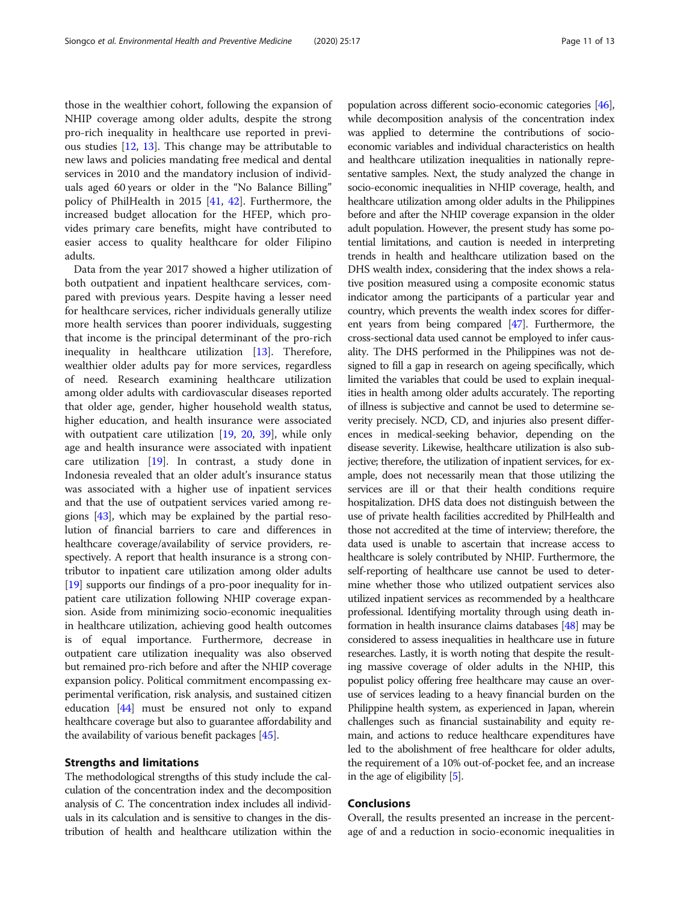those in the wealthier cohort, following the expansion of NHIP coverage among older adults, despite the strong pro-rich inequality in healthcare use reported in previous studies [12, 13]. This change may be attributable to new laws and policies mandating free medical and dental services in 2010 and the mandatory inclusion of individuals aged 60 years or older in the "No Balance Billing" policy of PhilHealth in 2015 [41, 42]. Furthermore, the increased budget allocation for the HFEP, which provides primary care benefits, might have contributed to easier access to quality healthcare for older Filipino adults.

Data from the year 2017 showed a higher utilization of both outpatient and inpatient healthcare services, compared with previous years. Despite having a lesser need for healthcare services, richer individuals generally utilize more health services than poorer individuals, suggesting that income is the principal determinant of the pro-rich inequality in healthcare utilization [13]. Therefore, wealthier older adults pay for more services, regardless of need. Research examining healthcare utilization among older adults with cardiovascular diseases reported that older age, gender, higher household wealth status, higher education, and health insurance were associated with outpatient care utilization [19, 20, 39], while only age and health insurance were associated with inpatient care utilization [19]. In contrast, a study done in Indonesia revealed that an older adult's insurance status was associated with a higher use of inpatient services and that the use of outpatient services varied among regions [43], which may be explained by the partial resolution of financial barriers to care and differences in healthcare coverage/availability of service providers, respectively. A report that health insurance is a strong contributor to inpatient care utilization among older adults [19] supports our findings of a pro-poor inequality for inpatient care utilization following NHIP coverage expansion. Aside from minimizing socio-economic inequalities in healthcare utilization, achieving good health outcomes is of equal importance. Furthermore, decrease in outpatient care utilization inequality was also observed but remained pro-rich before and after the NHIP coverage expansion policy. Political commitment encompassing experimental verification, risk analysis, and sustained citizen education [44] must be ensured not only to expand healthcare coverage but also to guarantee affordability and the availability of various benefit packages [45].

## Strengths and limitations

The methodological strengths of this study include the calculation of the concentration index and the decomposition analysis of C. The concentration index includes all individuals in its calculation and is sensitive to changes in the distribution of health and healthcare utilization within the population across different socio-economic categories [46], while decomposition analysis of the concentration index was applied to determine the contributions of socio-economic variables and individual characteristics on health and healthcare utilization inequalities in nationally representative samples. Next, the study analyzed the change in socio-economic inequalities in NHIP coverage, health, and healthcare utilization among older adults in the Philippines before and after the NHIP coverage expansion in the older adult population. However, the present study has some potential limitations, and caution is needed in interpreting trends in health and healthcare utilization based on the DHS wealth index, considering that the index shows a relative position measured using a composite economic status indicator among the participants of a particular year and country, which prevents the wealth index scores for different years from being compared [47]. Furthermore, the cross-sectional data used cannot be employed to infer causality. The DHS performed in the Philippines was not designed to fill a gap in research on ageing specifically, which limited the variables that could be used to explain inequalities in health among older adults accurately. The reporting of illness is subjective and cannot be used to determine severity precisely. NCD, CD, and injuries also present differences in medical-seeking behavior, depending on the disease severity. Likewise, healthcare utilization is also subjective; therefore, the utilization of inpatient services, for example, does not necessarily mean that those utilizing the services are ill or that their health conditions require hospitalization. DHS data does not distinguish between the use of private health facilities accredited by PhilHealth and those not accredited at the time of interview; therefore, the data used is unable to ascertain that increase access to healthcare is solely contributed by NHIP. Furthermore, the self-reporting of healthcare use cannot be used to determine whether those who utilized outpatient services also utilized inpatient services as recommended by a healthcare professional. Identifying mortality through using death information in health insurance claims databases [48] may be considered to assess inequalities in healthcare use in future researches. Lastly, it is worth noting that despite the resulting massive coverage of older adults in the NHIP, this populist policy offering free healthcare may cause an overuse of services leading to a heavy financial burden on the Philippine health system, as experienced in Japan, wherein challenges such as financial sustainability and equity remain, and actions to reduce healthcare expenditures have led to the abolishment of free healthcare for older adults, the requirement of a 10% out-of-pocket fee, and an increase in the age of eligibility [5].

## Conclusions

Overall, the results presented an increase in the percentage of and a reduction in socio-economic inequalities in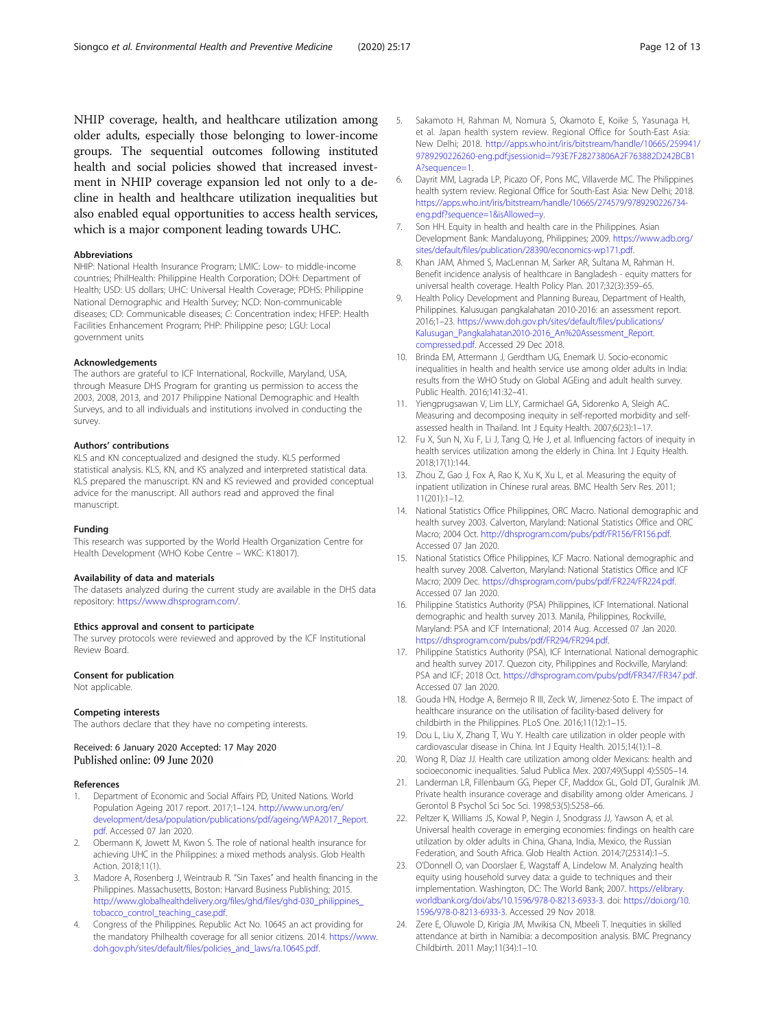NHIP coverage, health, and healthcare utilization among older adults, especially those belonging to lower-income groups. The sequential outcomes following instituted health and social policies showed that increased investment in NHIP coverage expansion led not only to a decline in health and healthcare utilization inequalities but also enabled equal opportunities to access health services, which is a major component leading towards UHC.

#### Abbreviations

NHIP: National Health Insurance Program; LMIC: Low- to middle-income countries; PhilHealth: Philippine Health Corporation; DOH: Department of Health; USD: US dollars; UHC: Universal Health Coverage; PDHS: Philippine National Demographic and Health Survey; NCD: Non-communicable diseases; CD: Communicable diseases; C: Concentration index; HFEP: Health Facilities Enhancement Program; PHP: Philippine peso; LGU: Local government units

#### Acknowledgements

The authors are grateful to ICF International, Rockville, Maryland, USA, through Measure DHS Program for granting us permission to access the 2003, 2008, 2013, and 2017 Philippine National Demographic and Health Surveys, and to all individuals and institutions involved in conducting the survey.

#### Authors' contributions

KLS and KN conceptualized and designed the study. KLS performed statistical analysis. KLS, KN, and KS analyzed and interpreted statistical data. KLS prepared the manuscript. KN and KS reviewed and provided conceptual advice for the manuscript. All authors read and approved the final manuscript.

#### Funding

This research was supported by the World Health Organization Centre for Health Development (WHO Kobe Centre – WKC: K18017).

#### Availability of data and materials

The datasets analyzed during the current study are available in the DHS data repository: https://www.dhsprogram.com/.

#### Ethics approval and consent to participate

The survey protocols were reviewed and approved by the ICF Institutional Review Board.

#### Consent for publication

Not applicable.

#### Competing interests

The authors declare that they have no competing interests.

Received: 6 January 2020 Accepted: 17 May 2020
Published online: 09 June 2020

#### References

1. Department of Economic and Social Affairs PD, United Nations. World Population Ageing 2017 report. 2017;1–124. http://www.un.org/en/development/desa/population/publications/pdf/ageing/WPA2017_Report.pdf. Accessed 07 Jan 2020.
2. Obermann K, Jowett M, Kwon S. The role of national health insurance for achieving UHC in the Philippines: a mixed methods analysis. Glob Health Action. 2018;11(1).
3. Madore A, Rosenberg J, Weintraub R. "Sin Taxes" and health financing in the Philippines. Massachusetts, Boston: Harvard Business Publishing; 2015. http://www.globalhealthdelivery.org/files/ghd/files/ghd-030_philippines_tobacco_control_teaching_case.pdf.
4. Congress of the Philippines. Republic Act No. 10645 an act providing for the mandatory Philhealth coverage for all senior citizens. 2014. https://www.doh.gov.ph/sites/default/files/policies_and_laws/ra.10645.pdf.
5. Sakamoto H, Rahman M, Nomura S, Okamoto E, Koike S, Yasunaga H, et al. Japan health system review. Regional Office for South-East Asia: New Delhi; 2018. http://apps.who.int/iris/bitstream/handle/10665/259941/9789290226260-eng.pdf;jsessionid=793E7F28273806A2F763882D242BCB1A?sequence=1.
6. Dayrit MM, Lagrada LP, Picazo OF, Pons MC, Villaverde MC. The Philippines health system review. Regional Office for South-East Asia: New Delhi; 2018. https://apps.who.int/iris/bitstream/handle/10665/274579/9789290226734-eng.pdf?sequence=1&isAllowed=y.
7. Son HH. Equity in health and health care in the Philippines. Asian Development Bank: Mandaluyong, Philippines; 2009. https://www.adb.org/sites/default/files/publication/28390/economics-wp171.pdf.
8. Khan JAM, Ahmed S, MacLennan M, Sarker AR, Sultana M, Rahman H. Benefit incidence analysis of healthcare in Bangladesh - equity matters for universal health coverage. Health Policy Plan. 2017;32(3):359–65.
9. Health Policy Development and Planning Bureau, Department of Health, Philippines. Kalusugan pangkalahatan 2010-2016: an assessment report. 2016;1–23. https://www.doh.gov.ph/sites/default/files/publications/Kalusugan_Pangkalahatan2010-2016_An%20Assessment_Report.compressed.pdf. Accessed 29 Dec 2018.
10. Brinda EM, Attermann J, Gerdtham UG, Enemark U. Socio-economic inequalities in health and health service use among older adults in India: results from the WHO Study on Global AGEing and adult health survey. Public Health. 2016;141:32–41.
11. Yiengprugsawan V, Lim LLY, Carmichael GA, Sidorenko A, Sleigh AC. Measuring and decomposing inequity in self-reported morbidity and self-assessed health in Thailand. Int J Equity Health. 2007;6(23):1–17.
12. Fu X, Sun N, Xu F, Li J, Tang Q, He J, et al. Influencing factors of inequity in health services utilization among the elderly in China. Int J Equity Health. 2018;17(1):144.
13. Zhou Z, Gao J, Fox A, Rao K, Xu K, Xu L, et al. Measuring the equity of inpatient utilization in Chinese rural areas. BMC Health Serv Res. 2011;11(201):1–12.
14. National Statistics Office Philippines, ORC Macro. National demographic and health survey 2003. Calverton, Maryland: National Statistics Office and ORC Macro; 2004 Oct. http://dhsprogram.com/pubs/pdf/FR156/FR156.pdf. Accessed 07 Jan 2020.
15. National Statistics Office Philippines, ICF Macro. National demographic and health survey 2008. Calverton, Maryland: National Statistics Office and ICF Macro; 2009 Dec. https://dhsprogram.com/pubs/pdf/FR224/FR224.pdf. Accessed 07 Jan 2020.
16. Philippine Statistics Authority (PSA) Philippines, ICF International. National demographic and health survey 2013. Manila, Philippines, Rockville, Maryland: PSA and ICF International; 2014 Aug. Accessed 07 Jan 2020. https://dhsprogram.com/pubs/pdf/FR294/FR294.pdf.
17. Philippine Statistics Authority (PSA), ICF International. National demographic and health survey 2017. Quezon city, Philippines and Rockville, Maryland: PSA and ICF; 2018 Oct. https://dhsprogram.com/pubs/pdf/FR347/FR347.pdf. Accessed 07 Jan 2020.
18. Gouda HN, Hodge A, Bermejo R III, Zeck W, Jimenez-Soto E. The impact of healthcare insurance on the utilisation of facility-based delivery for childbirth in the Philippines. PLoS One. 2016;11(12):1–15.
19. Dou L, Liu X, Zhang T, Wu Y. Health care utilization in older people with cardiovascular disease in China. Int J Equity Health. 2015;14(1):1–8.
20. Wong R, Díaz JJ. Health care utilization among older Mexicans: health and socioeconomic inequalities. Salud Publica Mex. 2007;49(Suppl 4):S505–14.
21. Landerman LR, Fillenbaum GG, Pieper CF, Maddox GL, Gold DT, Guralnik JM. Private health insurance coverage and disability among older Americans. J Gerontol B Psychol Sci Soc Sci. 1998;53(5):S258–66.
22. Peltzer K, Williams JS, Kowal P, Negin J, Snodgrass JJ, Yawson A, et al. Universal health coverage in emerging economies: findings on health care utilization by older adults in China, Ghana, India, Mexico, the Russian Federation, and South Africa. Glob Health Action. 2014;7(25314):1–5.
23. O'Donnell O, van Doorslaer E, Wagstaff A, Lindelow M. Analyzing health equity using household survey data: a guide to techniques and their implementation. Washington, DC: The World Bank; 2007. https://elibrary.worldbank.org/doi/abs/10.1596/978-0-8213-6933-3. doi: https://doi.org/10.1596/978-0-8213-6933-3. Accessed 29 Nov 2018.
24. Zere E, Oluwole D, Kirigia JM, Mwikisa CN, Mbeeli T. Inequities in skilled attendance at birth in Namibia: a decomposition analysis. BMC Pregnancy Childbirth. 2011 May;11(34):1–10.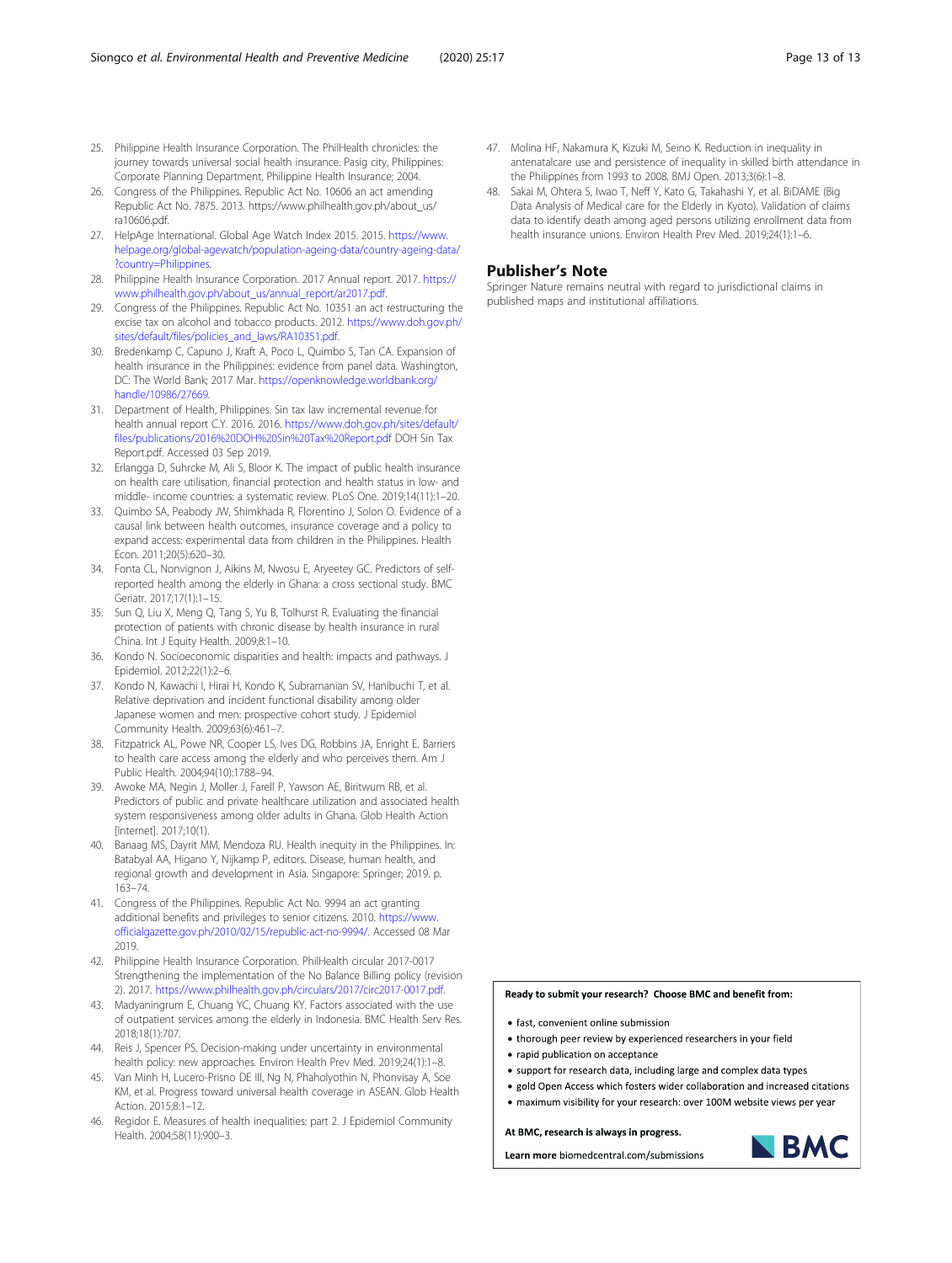25. Philippine Health Insurance Corporation. The PhilHealth chronicles: the journey towards universal social health insurance. Pasig city, Philippines: Corporate Planning Department, Philippine Health Insurance; 2004.
26. Congress of the Philippines. Republic Act No. 10606 an act amending Republic Act No. 7875. 2013. https://www.philhealth.gov.ph/about_us/ra10606.pdf.
27. HelpAge International. Global Age Watch Index 2015. 2015. https://www.helpage.org/global-agewatch/population-ageing-data/country-ageing-data/?country=Philippines.
28. Philippine Health Insurance Corporation. 2017 Annual report. 2017. https://www.philhealth.gov.ph/about_us/annual_report/ar2017.pdf.
29. Congress of the Philippines. Republic Act No. 10351 an act restructuring the excise tax on alcohol and tobacco products. 2012. https://www.doh.gov.ph/sites/default/files/policies_and_laws/RA10351.pdf.
30. Bredenkamp C, Capuno J, Kraft A, Poco L, Quimbo S, Tan CA. Expansion of health insurance in the Philippines: evidence from panel data. Washington, DC: The World Bank; 2017 Mar. https://openknowledge.worldbank.org/handle/10986/27669.
31. Department of Health, Philippines. Sin tax law incremental revenue for health annual report C.Y. 2016. 2016. https://www.doh.gov.ph/sites/default/files/publications/2016%20DOH%20Sin%20Tax%20Report.pdf DOH Sin Tax Report.pdf. Accessed 03 Sep 2019.
32. Erlangga D, Suhrcke M, Ali S, Bloor K. The impact of public health insurance on health care utilisation, financial protection and health status in low- and middle- income countries: a systematic review. PLoS One. 2019;14(11):1–20.
33. Quimbo SA, Peabody JW, Shimkhada R, Florentino J, Solon O. Evidence of a causal link between health outcomes, insurance coverage and a policy to expand access: experimental data from children in the Philippines. Health Econ. 2011;20(5):620–30.
34. Fonta CL, Nonvignon J, Aikins M, Nwosu E, Aryeetey GC. Predictors of self-reported health among the elderly in Ghana: a cross sectional study. BMC Geriatr. 2017;17(1):1–15.
35. Sun Q, Liu X, Meng Q, Tang S, Yu B, Tolhurst R. Evaluating the financial protection of patients with chronic disease by health insurance in rural China. Int J Equity Health. 2009;8:1–10.
36. Kondo N. Socioeconomic disparities and health: impacts and pathways. J Epidemiol. 2012;22(1):2–6.
37. Kondo N, Kawachi I, Hirai H, Kondo K, Subramanian SV, Hanibuchi T, et al. Relative deprivation and incident functional disability among older Japanese women and men: prospective cohort study. J Epidemiol Community Health. 2009;63(6):461–7.
38. Fitzpatrick AL, Powe NR, Cooper LS, Ives DG, Robbins JA, Enright E. Barriers to health care access among the elderly and who perceives them. Am J Public Health. 2004;94(10):1788–94.
39. Awoke MA, Negin J, Moller J, Farell P, Yawson AE, Biritwum RB, et al. Predictors of public and private healthcare utilization and associated health system responsiveness among older adults in Ghana. Glob Health Action [Internet]. 2017;10(1).
40. Banaag MS, Dayrit MM, Mendoza RU. Health inequity in the Philippines. In: Batabyal AA, Higano Y, Nijkamp P, editors. Disease, human health, and regional growth and development in Asia. Singapore: Springer; 2019. p. 163–74.
41. Congress of the Philippines. Republic Act No. 9994 an act granting additional benefits and privileges to senior citizens. 2010. https://www.officialgazette.gov.ph/2010/02/15/republic-act-no-9994/. Accessed 08 Mar 2019.
42. Philippine Health Insurance Corporation. PhilHealth circular 2017-0017 Strengthening the implementation of the No Balance Billing policy (revision 2). 2017. https://www.philhealth.gov.ph/circulars/2017/circ2017-0017.pdf.
43. Madyaningrum E, Chuang YC, Chuang KY. Factors associated with the use of outpatient services among the elderly in Indonesia. BMC Health Serv Res. 2018;18(1):707.
44. Reis J, Spencer PS. Decision-making under uncertainty in environmental health policy: new approaches. Environ Health Prev Med. 2019;24(1):1–8.
45. Van Minh H, Lucero-Prisno DE III, Ng N, Phaholyothin N, Phonvisay A, Soe KM, et al. Progress toward universal health coverage in ASEAN. Glob Health Action. 2015;8:1–12.
46. Regidor E. Measures of health inequalities: part 2. J Epidemiol Community Health. 2004;58(11):900–3.
47. Molina HF, Nakamura K, Kizuki M, Seino K. Reduction in inequality in antenatalcare use and persistence of inequality in skilled birth attendance in the Philippines from 1993 to 2008. BMJ Open. 2013;3(6):1–8.
48. Sakai M, Ohtera S, Iwao T, Neff Y, Kato G, Takahashi Y, et al. BiDAME (Big Data Analysis of Medical care for the Elderly in Kyoto). Validation of claims data to identify death among aged persons utilizing enrollment data from health insurance unions. Environ Health Prev Med. 2019;24(1):1–6.

## Publisher's Note

Springer Nature remains neutral with regard to jurisdictional claims in published maps and institutional affiliations.

**Ready to submit your research? Choose BMC and benefit from:**

- fast, convenient online submission
- thorough peer review by experienced researchers in your field
- rapid publication on acceptance
- support for research data, including large and complex data types
- gold Open Access which fosters wider collaboration and increased citations
- maximum visibility for your research: over 100M website views per year

**At BMC, research is always in progress.**

**Learn more** biomedcentral.com/submissions

BMC